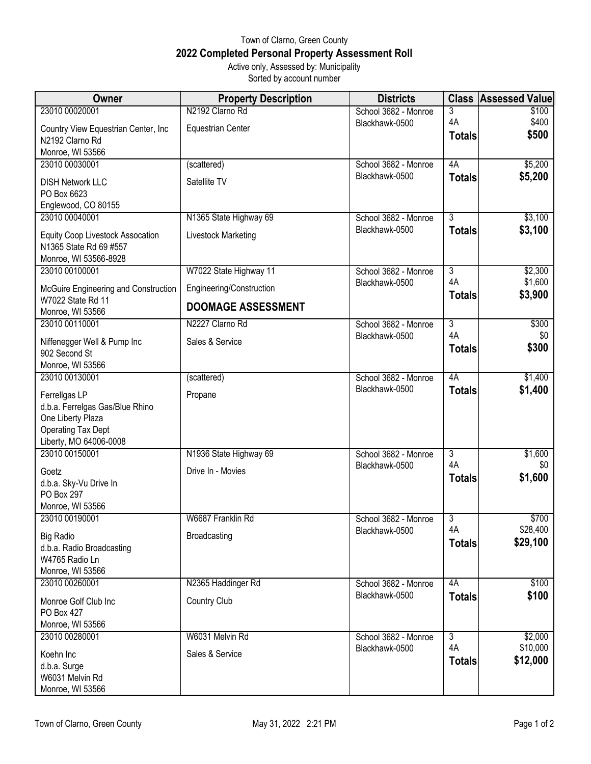Town of Clarno, Green County

# 2022 Completed Personal Property Assessment Roll

Active only, Assessed by: Municipality

Sorted by account number

| Owner | Property Description | Districts | Class | Assessed Value |
|---|---|---|---|---|
| 23010 00020001<br>Country View Equestrian Center, Inc<br>N2192 Clarno Rd<br>Monroe, WI 53566 | N2192 Clarno Rd<br>Equestrian Center | School 3682 - Monroe<br>Blackhawk-0500 | 3<br>4A<br>**Totals** | $100<br>$400<br>**$500** |
| 23010 00030001<br>DISH Network LLC<br>PO Box 6623<br>Englewood, CO 80155 | (scattered)<br>Satellite TV | School 3682 - Monroe<br>Blackhawk-0500 | 4A<br>**Totals** | $5,200<br>**$5,200** |
| 23010 00040001<br>Equity Coop Livestock Assocation<br>N1365 State Rd 69 #557<br>Monroe, WI 53566-8928 | N1365 State Highway 69<br>Livestock Marketing | School 3682 - Monroe<br>Blackhawk-0500 | 3<br>**Totals** | $3,100<br>**$3,100** |
| 23010 00100001<br>McGuire Engineering and Construction<br>W7022 State Rd 11<br>Monroe, WI 53566 | W7022 State Highway 11<br>Engineering/Construction<br>**DOOMAGE ASSESSMENT** | School 3682 - Monroe<br>Blackhawk-0500 | 3<br>4A<br>**Totals** | $2,300<br>$1,600<br>**$3,900** |
| 23010 00110001<br>Niffenegger Well & Pump Inc<br>902 Second St<br>Monroe, WI 53566 | N2227 Clarno Rd<br>Sales & Service | School 3682 - Monroe<br>Blackhawk-0500 | 3<br>4A<br>**Totals** | $300<br>$0<br>**$300** |
| 23010 00130001<br>Ferrellgas LP<br>d.b.a. Ferrelgas Gas/Blue Rhino<br>One Liberty Plaza<br>Operating Tax Dept<br>Liberty, MO 64006-0008 | (scattered)<br>Propane | School 3682 - Monroe<br>Blackhawk-0500 | 4A<br>**Totals** | $1,400<br>**$1,400** |
| 23010 00150001<br>Goetz<br>d.b.a. Sky-Vu Drive In<br>PO Box 297<br>Monroe, WI 53566 | N1936 State Highway 69<br>Drive In - Movies | School 3682 - Monroe<br>Blackhawk-0500 | 3<br>4A<br>**Totals** | $1,600<br>$0<br>**$1,600** |
| 23010 00190001<br>Big Radio<br>d.b.a. Radio Broadcasting<br>W4765 Radio Ln<br>Monroe, WI 53566 | W6687 Franklin Rd<br>Broadcasting | School 3682 - Monroe<br>Blackhawk-0500 | 3<br>4A<br>**Totals** | $700<br>$28,400<br>**$29,100** |
| 23010 00260001<br>Monroe Golf Club Inc<br>PO Box 427<br>Monroe, WI 53566 | N2365 Haddinger Rd<br>Country Club | School 3682 - Monroe<br>Blackhawk-0500 | 4A<br>**Totals** | $100<br>**$100** |
| 23010 00280001<br>Koehn Inc<br>d.b.a. Surge<br>W6031 Melvin Rd<br>Monroe, WI 53566 | W6031 Melvin Rd<br>Sales & Service | School 3682 - Monroe<br>Blackhawk-0500 | 3<br>4A<br>**Totals** | $2,000<br>$10,000<br>**$12,000** |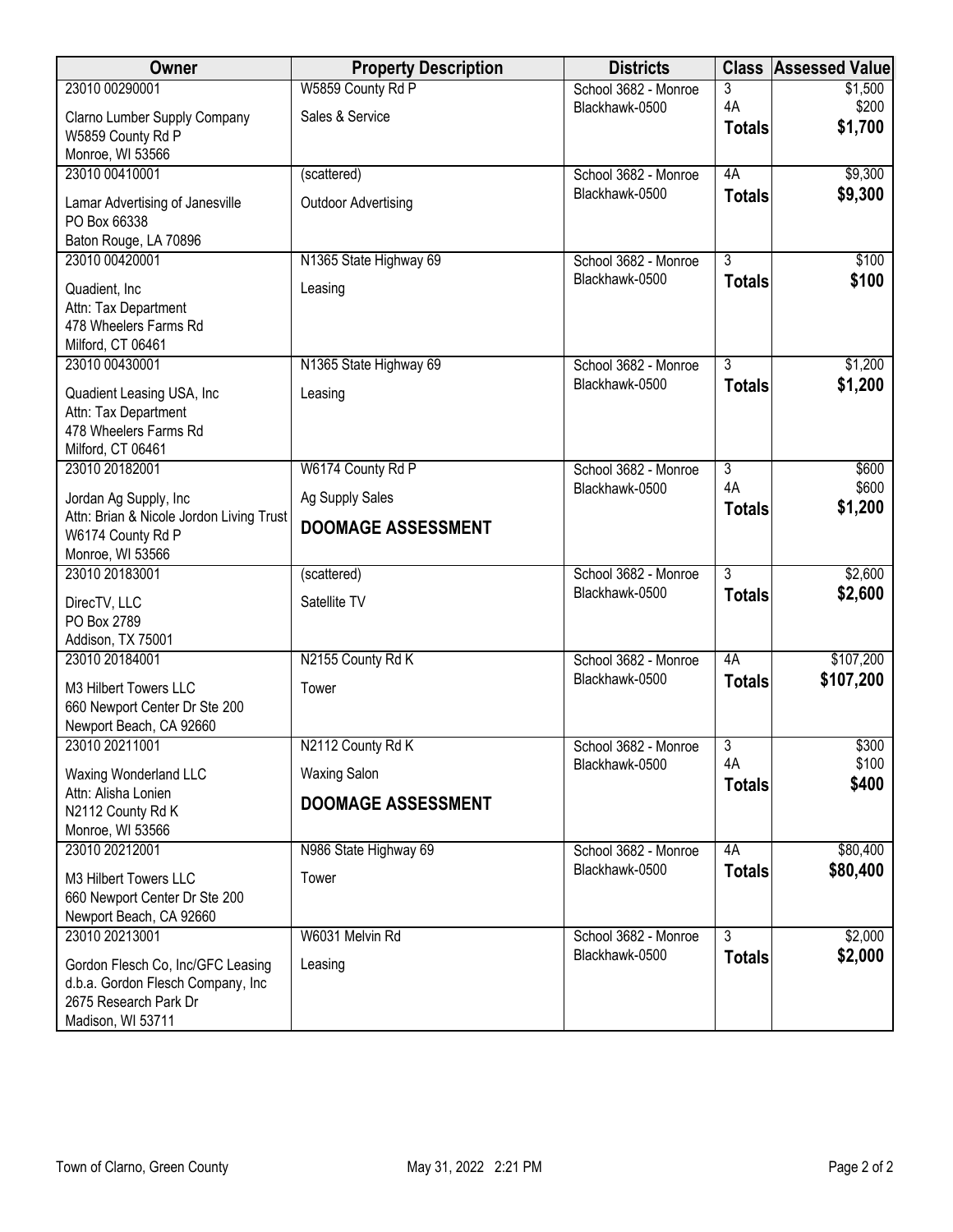| Owner | Property Description | Districts | Class | Assessed Value |
|---|---|---|---|---|
| 23010 00290001<br>Clarno Lumber Supply Company<br>W5859 County Rd P<br>Monroe, WI 53566 | W5859 County Rd P<br>Sales & Service | School 3682 - Monroe<br>Blackhawk-0500 | 3<br>4A<br>**Totals** | \$1,500<br>\$200<br>**\$1,700** |
| 23010 00410001<br>Lamar Advertising of Janesville<br>PO Box 66338<br>Baton Rouge, LA 70896 | (scattered)<br>Outdoor Advertising | School 3682 - Monroe<br>Blackhawk-0500 | 4A<br>**Totals** | \$9,300<br>**\$9,300** |
| 23010 00420001<br>Quadient, Inc<br>Attn: Tax Department<br>478 Wheelers Farms Rd<br>Milford, CT 06461 | N1365 State Highway 69<br>Leasing | School 3682 - Monroe<br>Blackhawk-0500 | 3<br>**Totals** | \$100<br>**\$100** |
| 23010 00430001<br>Quadient Leasing USA, Inc<br>Attn: Tax Department<br>478 Wheelers Farms Rd<br>Milford, CT 06461 | N1365 State Highway 69<br>Leasing | School 3682 - Monroe<br>Blackhawk-0500 | 3<br>**Totals** | \$1,200<br>**\$1,200** |
| 23010 20182001<br>Jordan Ag Supply, Inc<br>Attn: Brian & Nicole Jordon Living Trust<br>W6174 County Rd P<br>Monroe, WI 53566 | W6174 County Rd P<br>Ag Supply Sales<br>**DOOMAGE ASSESSMENT** | School 3682 - Monroe<br>Blackhawk-0500 | 3<br>4A<br>**Totals** | \$600<br>\$600<br>**\$1,200** |
| 23010 20183001<br>DirecTV, LLC<br>PO Box 2789<br>Addison, TX 75001 | (scattered)<br>Satellite TV | School 3682 - Monroe<br>Blackhawk-0500 | 3<br>**Totals** | \$2,600<br>**\$2,600** |
| 23010 20184001<br>M3 Hilbert Towers LLC<br>660 Newport Center Dr Ste 200<br>Newport Beach, CA 92660 | N2155 County Rd K<br>Tower | School 3682 - Monroe<br>Blackhawk-0500 | 4A<br>**Totals** | \$107,200<br>**\$107,200** |
| 23010 20211001<br>Waxing Wonderland LLC<br>Attn: Alisha Lonien<br>N2112 County Rd K<br>Monroe, WI 53566 | N2112 County Rd K<br>Waxing Salon<br>**DOOMAGE ASSESSMENT** | School 3682 - Monroe<br>Blackhawk-0500 | 3<br>4A<br>**Totals** | \$300<br>\$100<br>**\$400** |
| 23010 20212001<br>M3 Hilbert Towers LLC<br>660 Newport Center Dr Ste 200<br>Newport Beach, CA 92660 | N986 State Highway 69<br>Tower | School 3682 - Monroe<br>Blackhawk-0500 | 4A<br>**Totals** | \$80,400<br>**\$80,400** |
| 23010 20213001<br>Gordon Flesch Co, Inc/GFC Leasing<br>d.b.a. Gordon Flesch Company, Inc<br>2675 Research Park Dr<br>Madison, WI 53711 | W6031 Melvin Rd<br>Leasing | School 3682 - Monroe<br>Blackhawk-0500 | 3<br>**Totals** | \$2,000<br>**\$2,000** |

Town of Clarno, Green County May 31, 2022 2:21 PM